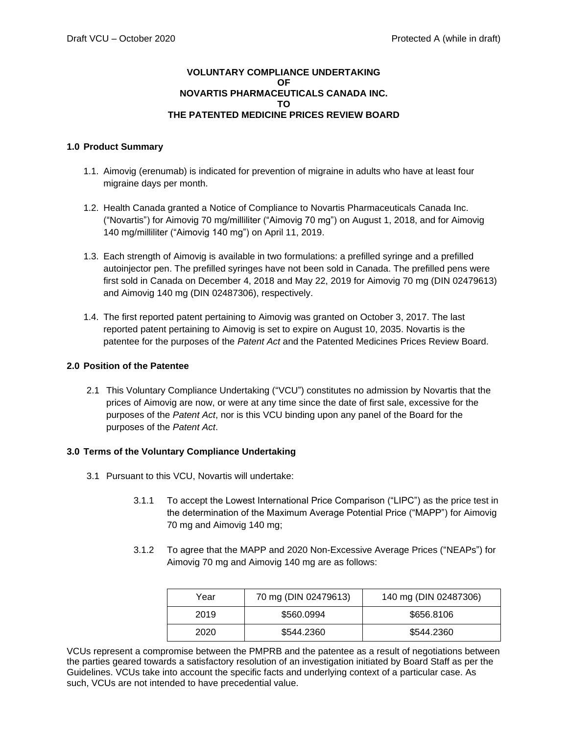**VOLUNTARY COMPLIANCE UNDERTAKING**
**OF**
**NOVARTIS PHARMACEUTICALS CANADA INC.**
**TO**
**THE PATENTED MEDICINE PRICES REVIEW BOARD**

## 1.0 Product Summary

1.1. Aimovig (erenumab) is indicated for prevention of migraine in adults who have at least four migraine days per month.

1.2. Health Canada granted a Notice of Compliance to Novartis Pharmaceuticals Canada Inc. ("Novartis") for Aimovig 70 mg/milliliter ("Aimovig 70 mg") on August 1, 2018, and for Aimovig 140 mg/milliliter ("Aimovig 140 mg") on April 11, 2019.

1.3. Each strength of Aimovig is available in two formulations: a prefilled syringe and a prefilled autoinjector pen. The prefilled syringes have not been sold in Canada. The prefilled pens were first sold in Canada on December 4, 2018 and May 22, 2019 for Aimovig 70 mg (DIN 02479613) and Aimovig 140 mg (DIN 02487306), respectively.

1.4. The first reported patent pertaining to Aimovig was granted on October 3, 2017. The last reported patent pertaining to Aimovig is set to expire on August 10, 2035. Novartis is the patentee for the purposes of the *Patent Act* and the Patented Medicines Prices Review Board.

## 2.0 Position of the Patentee

2.1 This Voluntary Compliance Undertaking ("VCU") constitutes no admission by Novartis that the prices of Aimovig are now, or were at any time since the date of first sale, excessive for the purposes of the *Patent Act*, nor is this VCU binding upon any panel of the Board for the purposes of the *Patent Act*.

## 3.0 Terms of the Voluntary Compliance Undertaking

3.1 Pursuant to this VCU, Novartis will undertake:

3.1.1 To accept the Lowest International Price Comparison ("LIPC") as the price test in the determination of the Maximum Average Potential Price ("MAPP") for Aimovig 70 mg and Aimovig 140 mg;

3.1.2 To agree that the MAPP and 2020 Non-Excessive Average Prices ("NEAPs") for Aimovig 70 mg and Aimovig 140 mg are as follows:

| Year | 70 mg (DIN 02479613) | 140 mg (DIN 02487306) |
|---|---|---|
| 2019 | $560.0994 | $656.8106 |
| 2020 | $544.2360 | $544.2360 |

VCUs represent a compromise between the PMPRB and the patentee as a result of negotiations between the parties geared towards a satisfactory resolution of an investigation initiated by Board Staff as per the Guidelines. VCUs take into account the specific facts and underlying context of a particular case. As such, VCUs are not intended to have precedential value.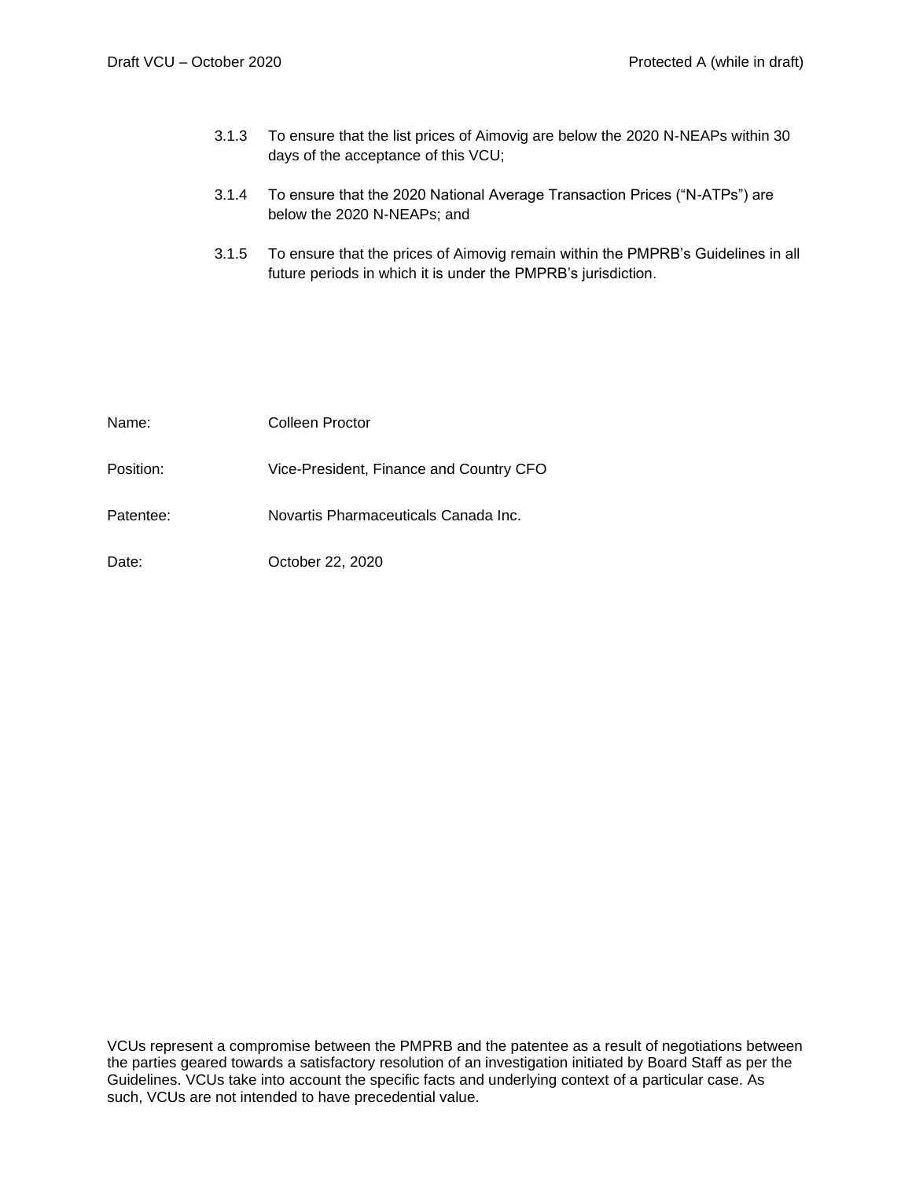3.1.3 To ensure that the list prices of Aimovig are below the 2020 N-NEAPs within 30 days of the acceptance of this VCU;

3.1.4 To ensure that the 2020 National Average Transaction Prices ("N-ATPs") are below the 2020 N-NEAPs; and

3.1.5 To ensure that the prices of Aimovig remain within the PMPRB's Guidelines in all future periods in which it is under the PMPRB's jurisdiction.

| | |
|---|---|
| Name: | Colleen Proctor |
| Position: | Vice-President, Finance and Country CFO |
| Patentee: | Novartis Pharmaceuticals Canada Inc. |
| Date: | October 22, 2020 |

VCUs represent a compromise between the PMPRB and the patentee as a result of negotiations between the parties geared towards a satisfactory resolution of an investigation initiated by Board Staff as per the Guidelines. VCUs take into account the specific facts and underlying context of a particular case. As such, VCUs are not intended to have precedential value.